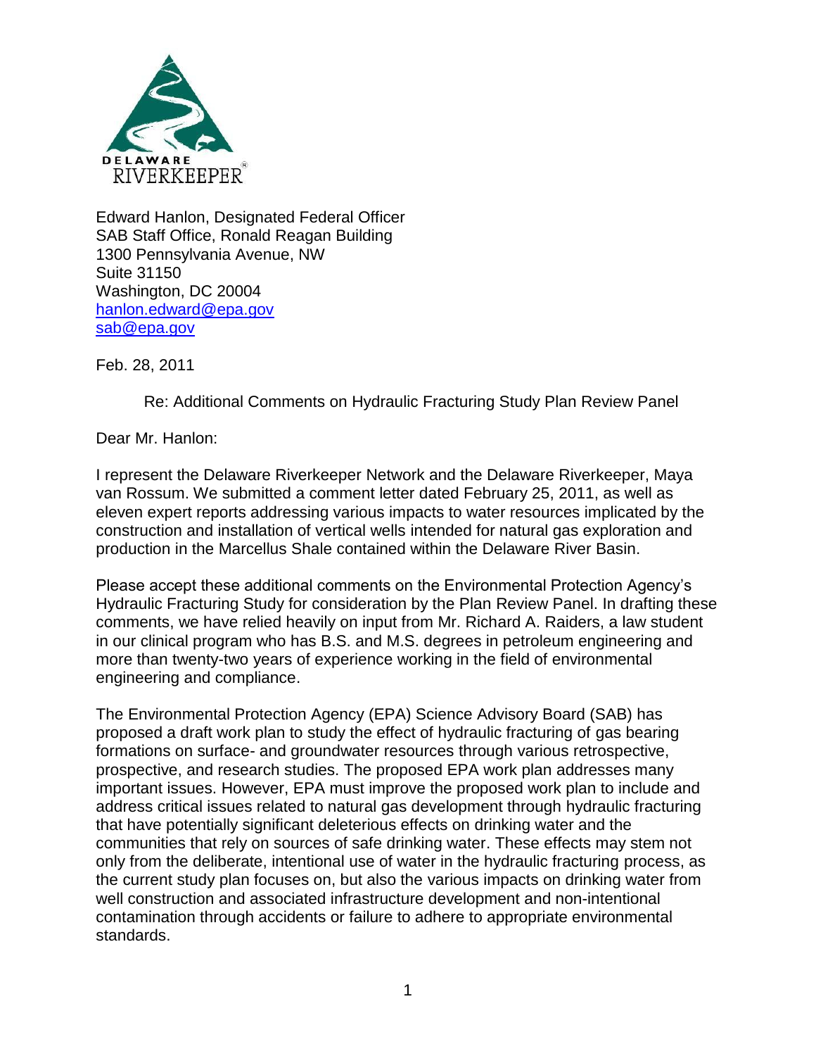DELAWARE RIVERKEEPER®

Edward Hanlon, Designated Federal Officer
SAB Staff Office, Ronald Reagan Building
1300 Pennsylvania Avenue, NW
Suite 31150
Washington, DC 20004
hanlon.edward@epa.gov
sab@epa.gov

Feb. 28, 2011

Re: Additional Comments on Hydraulic Fracturing Study Plan Review Panel

Dear Mr. Hanlon:

I represent the Delaware Riverkeeper Network and the Delaware Riverkeeper, Maya van Rossum. We submitted a comment letter dated February 25, 2011, as well as eleven expert reports addressing various impacts to water resources implicated by the construction and installation of vertical wells intended for natural gas exploration and production in the Marcellus Shale contained within the Delaware River Basin.

Please accept these additional comments on the Environmental Protection Agency's Hydraulic Fracturing Study for consideration by the Plan Review Panel. In drafting these comments, we have relied heavily on input from Mr. Richard A. Raiders, a law student in our clinical program who has B.S. and M.S. degrees in petroleum engineering and more than twenty-two years of experience working in the field of environmental engineering and compliance.

The Environmental Protection Agency (EPA) Science Advisory Board (SAB) has proposed a draft work plan to study the effect of hydraulic fracturing of gas bearing formations on surface- and groundwater resources through various retrospective, prospective, and research studies. The proposed EPA work plan addresses many important issues. However, EPA must improve the proposed work plan to include and address critical issues related to natural gas development through hydraulic fracturing that have potentially significant deleterious effects on drinking water and the communities that rely on sources of safe drinking water. These effects may stem not only from the deliberate, intentional use of water in the hydraulic fracturing process, as the current study plan focuses on, but also the various impacts on drinking water from well construction and associated infrastructure development and non-intentional contamination through accidents or failure to adhere to appropriate environmental standards.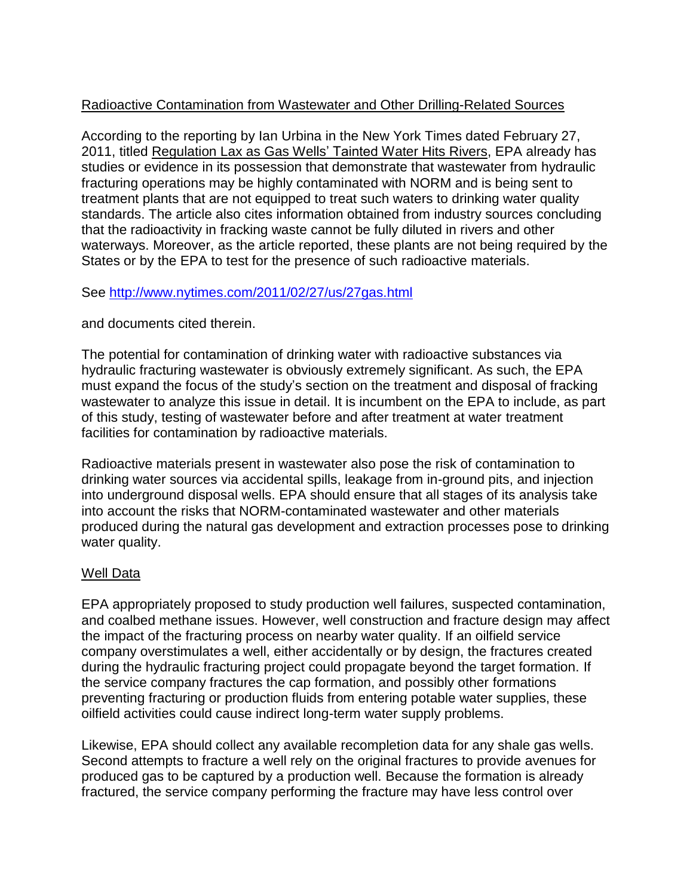<u>Radioactive Contamination from Wastewater and Other Drilling-Related Sources</u>

According to the reporting by Ian Urbina in the New York Times dated February 27, 2011, titled <u>Regulation Lax as Gas Wells' Tainted Water Hits Rivers</u>, EPA already has studies or evidence in its possession that demonstrate that wastewater from hydraulic fracturing operations may be highly contaminated with NORM and is being sent to treatment plants that are not equipped to treat such waters to drinking water quality standards. The article also cites information obtained from industry sources concluding that the radioactivity in fracking waste cannot be fully diluted in rivers and other waterways. Moreover, as the article reported, these plants are not being required by the States or by the EPA to test for the presence of such radioactive materials.

See http://www.nytimes.com/2011/02/27/us/27gas.html

and documents cited therein.

The potential for contamination of drinking water with radioactive substances via hydraulic fracturing wastewater is obviously extremely significant. As such, the EPA must expand the focus of the study's section on the treatment and disposal of fracking wastewater to analyze this issue in detail. It is incumbent on the EPA to include, as part of this study, testing of wastewater before and after treatment at water treatment facilities for contamination by radioactive materials.

Radioactive materials present in wastewater also pose the risk of contamination to drinking water sources via accidental spills, leakage from in-ground pits, and injection into underground disposal wells. EPA should ensure that all stages of its analysis take into account the risks that NORM-contaminated wastewater and other materials produced during the natural gas development and extraction processes pose to drinking water quality.

<u>Well Data</u>

EPA appropriately proposed to study production well failures, suspected contamination, and coalbed methane issues. However, well construction and fracture design may affect the impact of the fracturing process on nearby water quality. If an oilfield service company overstimulates a well, either accidentally or by design, the fractures created during the hydraulic fracturing project could propagate beyond the target formation. If the service company fractures the cap formation, and possibly other formations preventing fracturing or production fluids from entering potable water supplies, these oilfield activities could cause indirect long-term water supply problems.

Likewise, EPA should collect any available recompletion data for any shale gas wells. Second attempts to fracture a well rely on the original fractures to provide avenues for produced gas to be captured by a production well. Because the formation is already fractured, the service company performing the fracture may have less control over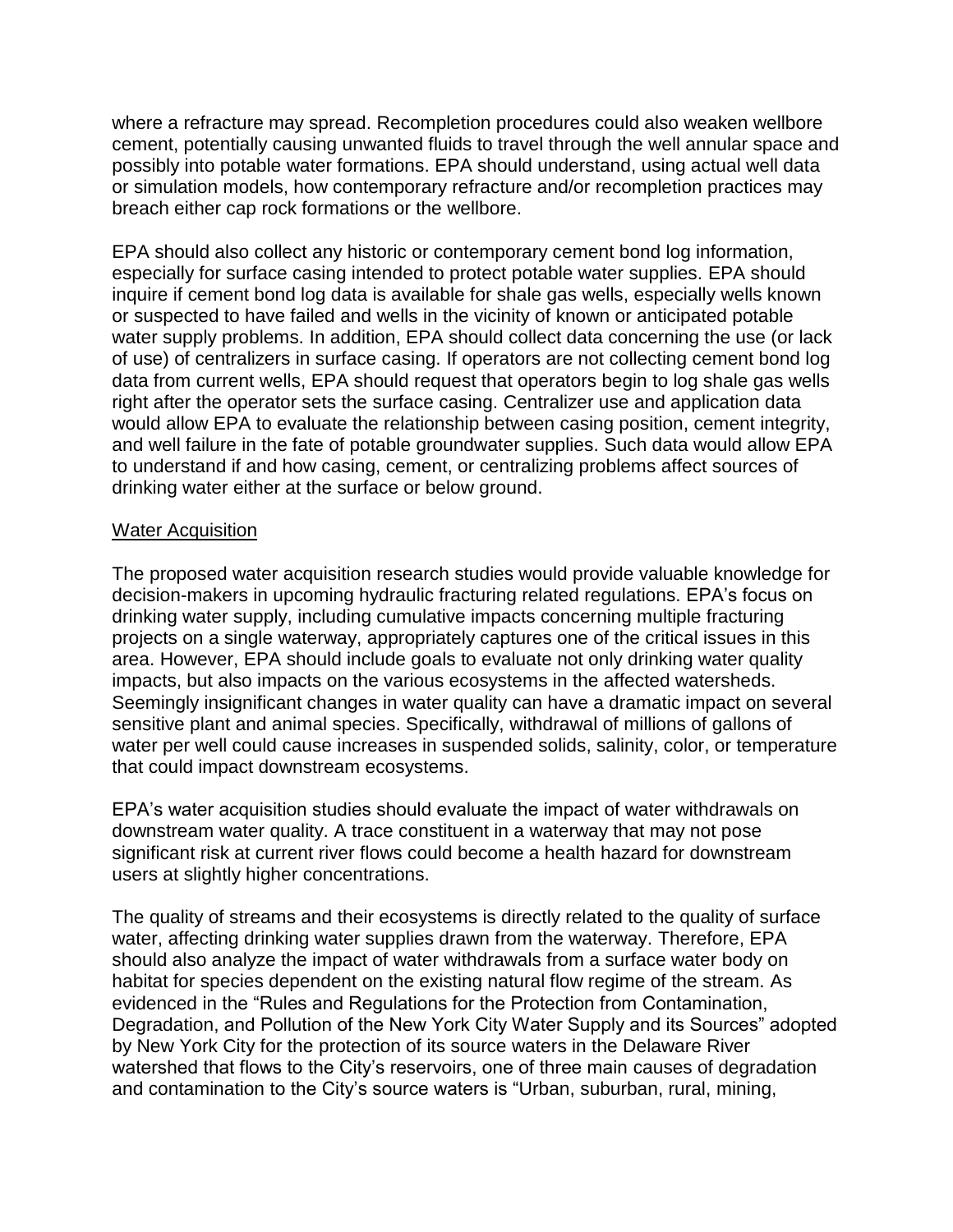where a refracture may spread. Recompletion procedures could also weaken wellbore cement, potentially causing unwanted fluids to travel through the well annular space and possibly into potable water formations. EPA should understand, using actual well data or simulation models, how contemporary refracture and/or recompletion practices may breach either cap rock formations or the wellbore.

EPA should also collect any historic or contemporary cement bond log information, especially for surface casing intended to protect potable water supplies. EPA should inquire if cement bond log data is available for shale gas wells, especially wells known or suspected to have failed and wells in the vicinity of known or anticipated potable water supply problems. In addition, EPA should collect data concerning the use (or lack of use) of centralizers in surface casing. If operators are not collecting cement bond log data from current wells, EPA should request that operators begin to log shale gas wells right after the operator sets the surface casing. Centralizer use and application data would allow EPA to evaluate the relationship between casing position, cement integrity, and well failure in the fate of potable groundwater supplies. Such data would allow EPA to understand if and how casing, cement, or centralizing problems affect sources of drinking water either at the surface or below ground.

Water Acquisition

The proposed water acquisition research studies would provide valuable knowledge for decision-makers in upcoming hydraulic fracturing related regulations. EPA's focus on drinking water supply, including cumulative impacts concerning multiple fracturing projects on a single waterway, appropriately captures one of the critical issues in this area. However, EPA should include goals to evaluate not only drinking water quality impacts, but also impacts on the various ecosystems in the affected watersheds. Seemingly insignificant changes in water quality can have a dramatic impact on several sensitive plant and animal species. Specifically, withdrawal of millions of gallons of water per well could cause increases in suspended solids, salinity, color, or temperature that could impact downstream ecosystems.

EPA's water acquisition studies should evaluate the impact of water withdrawals on downstream water quality. A trace constituent in a waterway that may not pose significant risk at current river flows could become a health hazard for downstream users at slightly higher concentrations.

The quality of streams and their ecosystems is directly related to the quality of surface water, affecting drinking water supplies drawn from the waterway. Therefore, EPA should also analyze the impact of water withdrawals from a surface water body on habitat for species dependent on the existing natural flow regime of the stream. As evidenced in the "Rules and Regulations for the Protection from Contamination, Degradation, and Pollution of the New York City Water Supply and its Sources" adopted by New York City for the protection of its source waters in the Delaware River watershed that flows to the City's reservoirs, one of three main causes of degradation and contamination to the City's source waters is "Urban, suburban, rural, mining,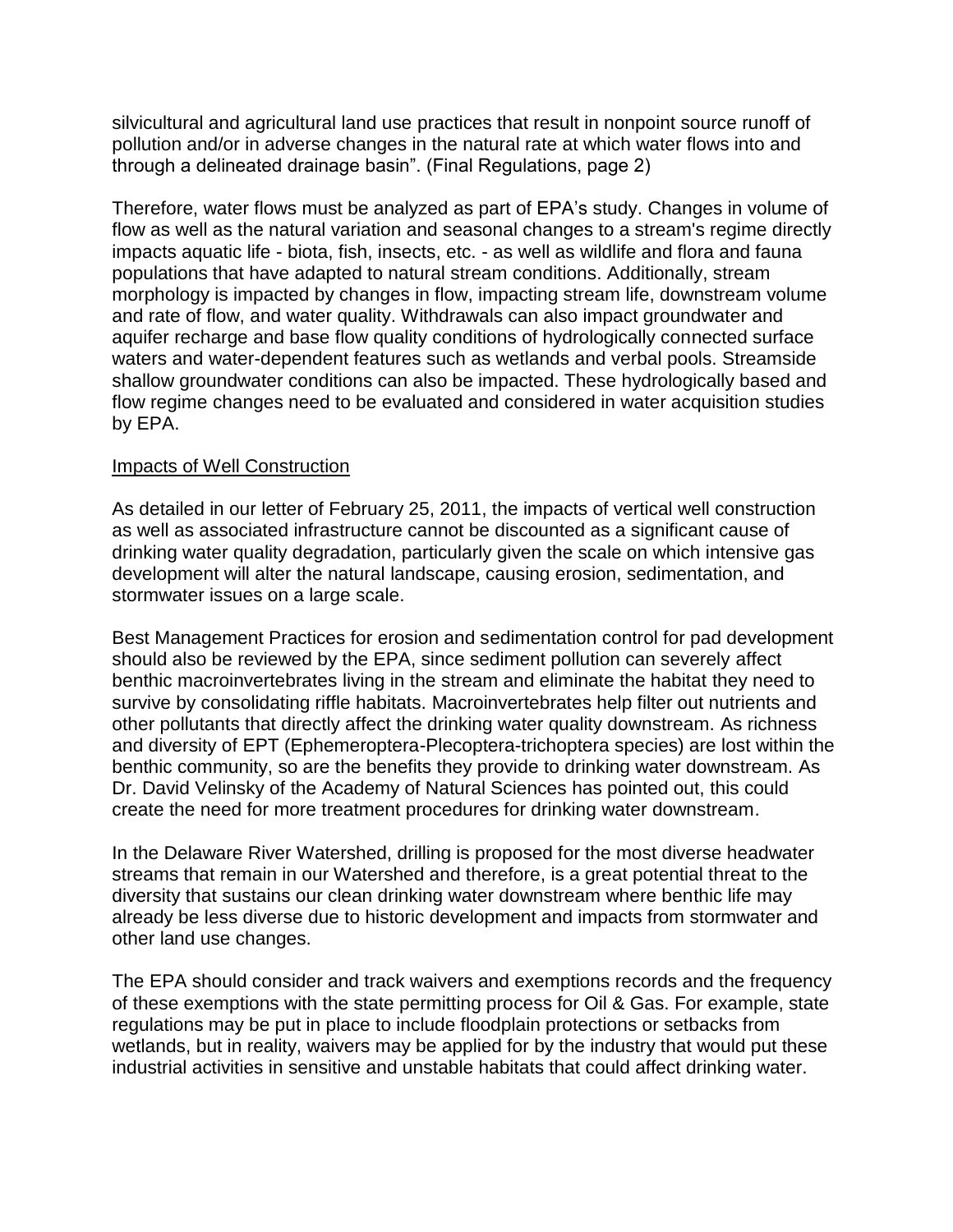silvicultural and agricultural land use practices that result in nonpoint source runoff of pollution and/or in adverse changes in the natural rate at which water flows into and through a delineated drainage basin". (Final Regulations, page 2)

Therefore, water flows must be analyzed as part of EPA's study. Changes in volume of flow as well as the natural variation and seasonal changes to a stream's regime directly impacts aquatic life - biota, fish, insects, etc. - as well as wildlife and flora and fauna populations that have adapted to natural stream conditions. Additionally, stream morphology is impacted by changes in flow, impacting stream life, downstream volume and rate of flow, and water quality. Withdrawals can also impact groundwater and aquifer recharge and base flow quality conditions of hydrologically connected surface waters and water-dependent features such as wetlands and verbal pools. Streamside shallow groundwater conditions can also be impacted. These hydrologically based and flow regime changes need to be evaluated and considered in water acquisition studies by EPA.

Impacts of Well Construction

As detailed in our letter of February 25, 2011, the impacts of vertical well construction as well as associated infrastructure cannot be discounted as a significant cause of drinking water quality degradation, particularly given the scale on which intensive gas development will alter the natural landscape, causing erosion, sedimentation, and stormwater issues on a large scale.

Best Management Practices for erosion and sedimentation control for pad development should also be reviewed by the EPA, since sediment pollution can severely affect benthic macroinvertebrates living in the stream and eliminate the habitat they need to survive by consolidating riffle habitats. Macroinvertebrates help filter out nutrients and other pollutants that directly affect the drinking water quality downstream. As richness and diversity of EPT (Ephemeroptera-Plecoptera-trichoptera species) are lost within the benthic community, so are the benefits they provide to drinking water downstream. As Dr. David Velinsky of the Academy of Natural Sciences has pointed out, this could create the need for more treatment procedures for drinking water downstream.

In the Delaware River Watershed, drilling is proposed for the most diverse headwater streams that remain in our Watershed and therefore, is a great potential threat to the diversity that sustains our clean drinking water downstream where benthic life may already be less diverse due to historic development and impacts from stormwater and other land use changes.

The EPA should consider and track waivers and exemptions records and the frequency of these exemptions with the state permitting process for Oil & Gas. For example, state regulations may be put in place to include floodplain protections or setbacks from wetlands, but in reality, waivers may be applied for by the industry that would put these industrial activities in sensitive and unstable habitats that could affect drinking water.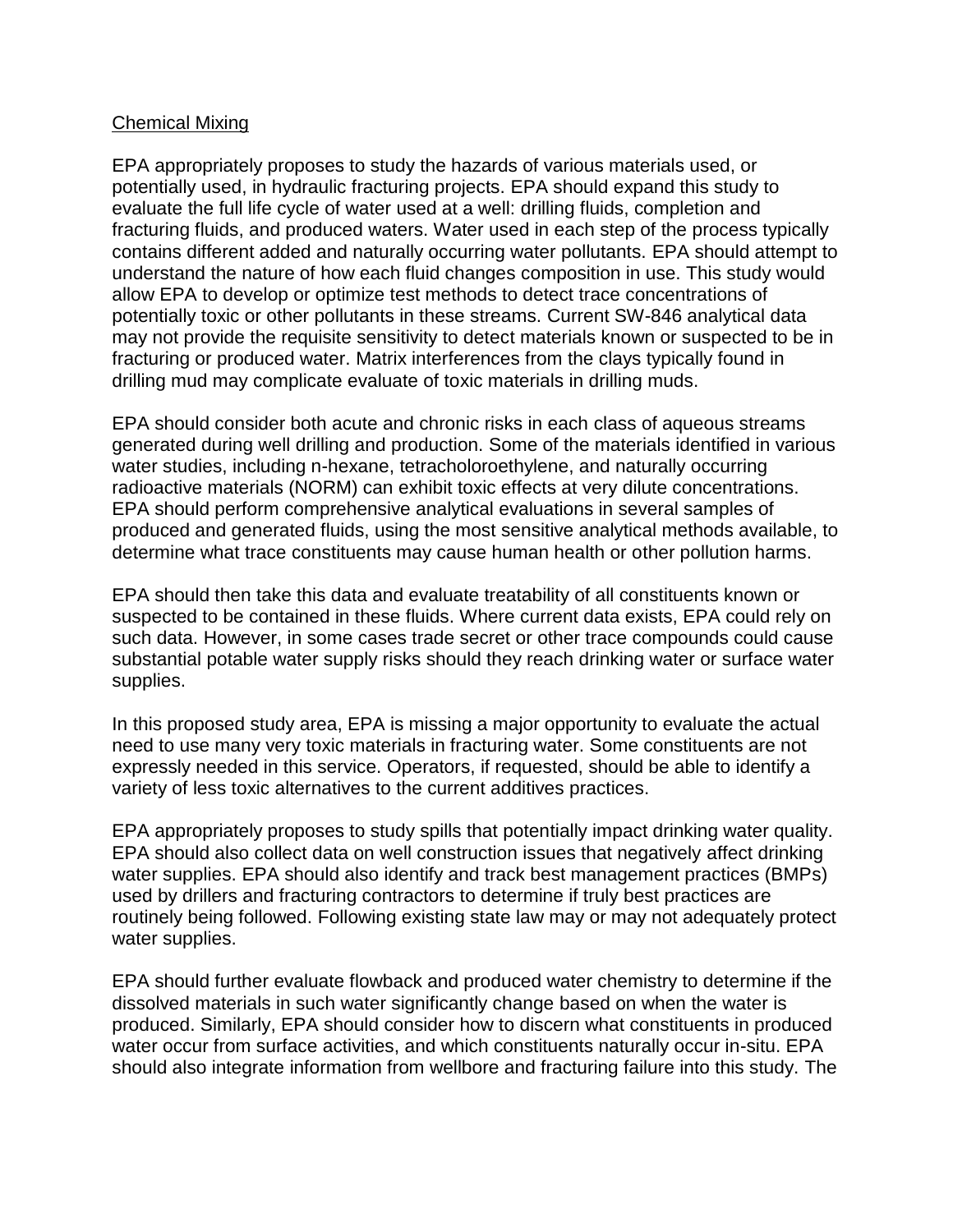<u>Chemical Mixing</u>

EPA appropriately proposes to study the hazards of various materials used, or potentially used, in hydraulic fracturing projects. EPA should expand this study to evaluate the full life cycle of water used at a well: drilling fluids, completion and fracturing fluids, and produced waters. Water used in each step of the process typically contains different added and naturally occurring water pollutants. EPA should attempt to understand the nature of how each fluid changes composition in use. This study would allow EPA to develop or optimize test methods to detect trace concentrations of potentially toxic or other pollutants in these streams. Current SW-846 analytical data may not provide the requisite sensitivity to detect materials known or suspected to be in fracturing or produced water. Matrix interferences from the clays typically found in drilling mud may complicate evaluate of toxic materials in drilling muds.

EPA should consider both acute and chronic risks in each class of aqueous streams generated during well drilling and production. Some of the materials identified in various water studies, including n-hexane, tetracholoroethylene, and naturally occurring radioactive materials (NORM) can exhibit toxic effects at very dilute concentrations. EPA should perform comprehensive analytical evaluations in several samples of produced and generated fluids, using the most sensitive analytical methods available, to determine what trace constituents may cause human health or other pollution harms.

EPA should then take this data and evaluate treatability of all constituents known or suspected to be contained in these fluids. Where current data exists, EPA could rely on such data. However, in some cases trade secret or other trace compounds could cause substantial potable water supply risks should they reach drinking water or surface water supplies.

In this proposed study area, EPA is missing a major opportunity to evaluate the actual need to use many very toxic materials in fracturing water. Some constituents are not expressly needed in this service. Operators, if requested, should be able to identify a variety of less toxic alternatives to the current additives practices.

EPA appropriately proposes to study spills that potentially impact drinking water quality. EPA should also collect data on well construction issues that negatively affect drinking water supplies. EPA should also identify and track best management practices (BMPs) used by drillers and fracturing contractors to determine if truly best practices are routinely being followed. Following existing state law may or may not adequately protect water supplies.

EPA should further evaluate flowback and produced water chemistry to determine if the dissolved materials in such water significantly change based on when the water is produced. Similarly, EPA should consider how to discern what constituents in produced water occur from surface activities, and which constituents naturally occur in-situ. EPA should also integrate information from wellbore and fracturing failure into this study. The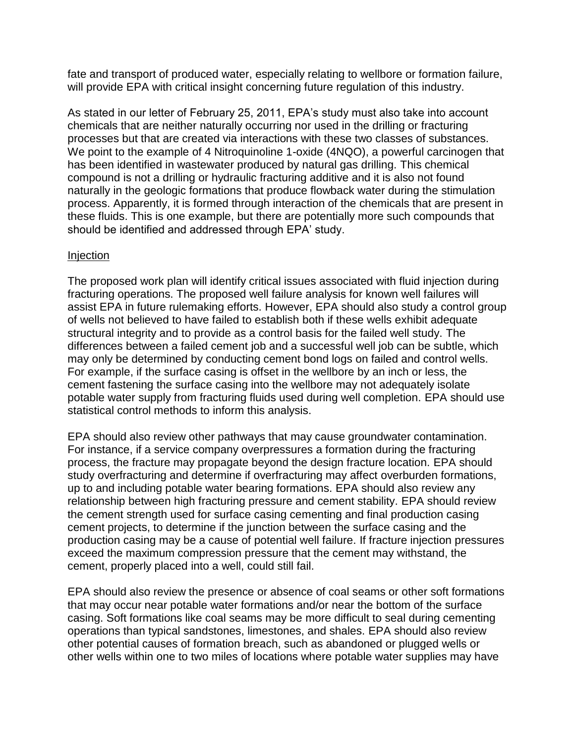fate and transport of produced water, especially relating to wellbore or formation failure, will provide EPA with critical insight concerning future regulation of this industry.

As stated in our letter of February 25, 2011, EPA's study must also take into account chemicals that are neither naturally occurring nor used in the drilling or fracturing processes but that are created via interactions with these two classes of substances. We point to the example of 4 Nitroquinoline 1-oxide (4NQO), a powerful carcinogen that has been identified in wastewater produced by natural gas drilling. This chemical compound is not a drilling or hydraulic fracturing additive and it is also not found naturally in the geologic formations that produce flowback water during the stimulation process. Apparently, it is formed through interaction of the chemicals that are present in these fluids. This is one example, but there are potentially more such compounds that should be identified and addressed through EPA' study.

<u>Injection</u>

The proposed work plan will identify critical issues associated with fluid injection during fracturing operations. The proposed well failure analysis for known well failures will assist EPA in future rulemaking efforts. However, EPA should also study a control group of wells not believed to have failed to establish both if these wells exhibit adequate structural integrity and to provide as a control basis for the failed well study. The differences between a failed cement job and a successful well job can be subtle, which may only be determined by conducting cement bond logs on failed and control wells. For example, if the surface casing is offset in the wellbore by an inch or less, the cement fastening the surface casing into the wellbore may not adequately isolate potable water supply from fracturing fluids used during well completion. EPA should use statistical control methods to inform this analysis.

EPA should also review other pathways that may cause groundwater contamination. For instance, if a service company overpressures a formation during the fracturing process, the fracture may propagate beyond the design fracture location. EPA should study overfracturing and determine if overfracturing may affect overburden formations, up to and including potable water bearing formations. EPA should also review any relationship between high fracturing pressure and cement stability. EPA should review the cement strength used for surface casing cementing and final production casing cement projects, to determine if the junction between the surface casing and the production casing may be a cause of potential well failure. If fracture injection pressures exceed the maximum compression pressure that the cement may withstand, the cement, properly placed into a well, could still fail.

EPA should also review the presence or absence of coal seams or other soft formations that may occur near potable water formations and/or near the bottom of the surface casing. Soft formations like coal seams may be more difficult to seal during cementing operations than typical sandstones, limestones, and shales. EPA should also review other potential causes of formation breach, such as abandoned or plugged wells or other wells within one to two miles of locations where potable water supplies may have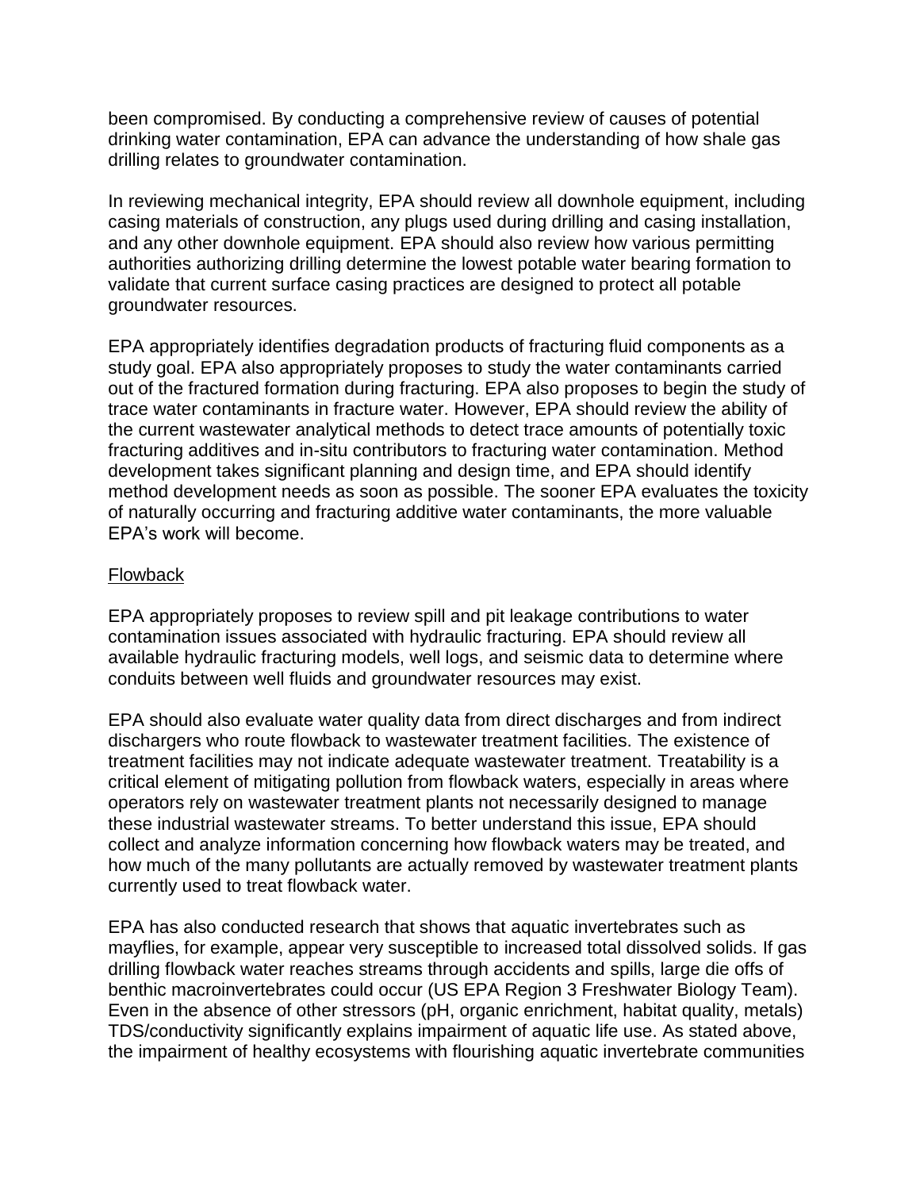been compromised. By conducting a comprehensive review of causes of potential drinking water contamination, EPA can advance the understanding of how shale gas drilling relates to groundwater contamination.

In reviewing mechanical integrity, EPA should review all downhole equipment, including casing materials of construction, any plugs used during drilling and casing installation, and any other downhole equipment. EPA should also review how various permitting authorities authorizing drilling determine the lowest potable water bearing formation to validate that current surface casing practices are designed to protect all potable groundwater resources.

EPA appropriately identifies degradation products of fracturing fluid components as a study goal. EPA also appropriately proposes to study the water contaminants carried out of the fractured formation during fracturing. EPA also proposes to begin the study of trace water contaminants in fracture water. However, EPA should review the ability of the current wastewater analytical methods to detect trace amounts of potentially toxic fracturing additives and in-situ contributors to fracturing water contamination. Method development takes significant planning and design time, and EPA should identify method development needs as soon as possible. The sooner EPA evaluates the toxicity of naturally occurring and fracturing additive water contaminants, the more valuable EPA's work will become.

Flowback

EPA appropriately proposes to review spill and pit leakage contributions to water contamination issues associated with hydraulic fracturing. EPA should review all available hydraulic fracturing models, well logs, and seismic data to determine where conduits between well fluids and groundwater resources may exist.

EPA should also evaluate water quality data from direct discharges and from indirect dischargers who route flowback to wastewater treatment facilities. The existence of treatment facilities may not indicate adequate wastewater treatment. Treatability is a critical element of mitigating pollution from flowback waters, especially in areas where operators rely on wastewater treatment plants not necessarily designed to manage these industrial wastewater streams. To better understand this issue, EPA should collect and analyze information concerning how flowback waters may be treated, and how much of the many pollutants are actually removed by wastewater treatment plants currently used to treat flowback water.

EPA has also conducted research that shows that aquatic invertebrates such as mayflies, for example, appear very susceptible to increased total dissolved solids. If gas drilling flowback water reaches streams through accidents and spills, large die offs of benthic macroinvertebrates could occur (US EPA Region 3 Freshwater Biology Team). Even in the absence of other stressors (pH, organic enrichment, habitat quality, metals) TDS/conductivity significantly explains impairment of aquatic life use. As stated above, the impairment of healthy ecosystems with flourishing aquatic invertebrate communities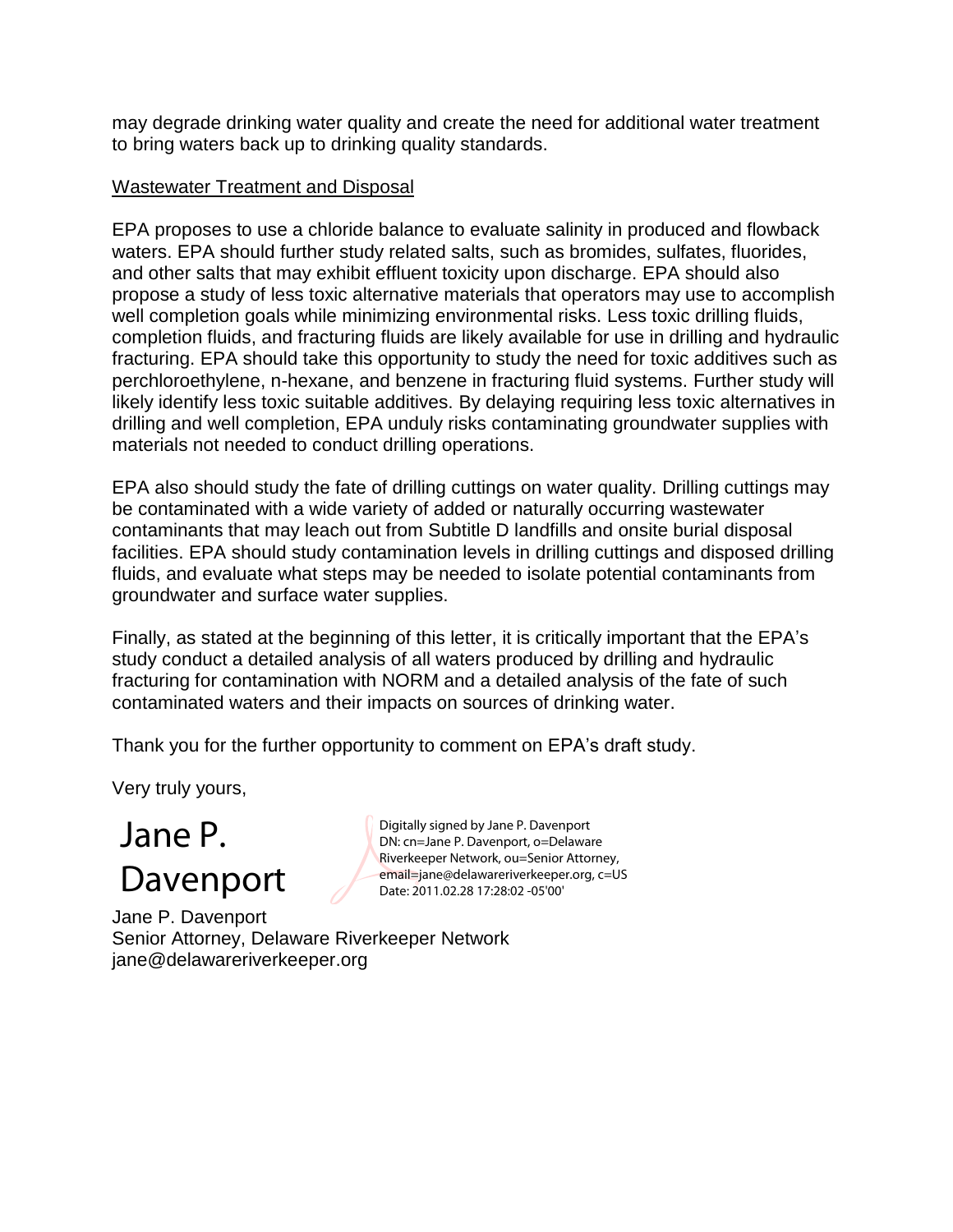may degrade drinking water quality and create the need for additional water treatment to bring waters back up to drinking quality standards.

<u>Wastewater Treatment and Disposal</u>

EPA proposes to use a chloride balance to evaluate salinity in produced and flowback waters. EPA should further study related salts, such as bromides, sulfates, fluorides, and other salts that may exhibit effluent toxicity upon discharge. EPA should also propose a study of less toxic alternative materials that operators may use to accomplish well completion goals while minimizing environmental risks. Less toxic drilling fluids, completion fluids, and fracturing fluids are likely available for use in drilling and hydraulic fracturing. EPA should take this opportunity to study the need for toxic additives such as perchloroethylene, n-hexane, and benzene in fracturing fluid systems. Further study will likely identify less toxic suitable additives. By delaying requiring less toxic alternatives in drilling and well completion, EPA unduly risks contaminating groundwater supplies with materials not needed to conduct drilling operations.

EPA also should study the fate of drilling cuttings on water quality. Drilling cuttings may be contaminated with a wide variety of added or naturally occurring wastewater contaminants that may leach out from Subtitle D landfills and onsite burial disposal facilities. EPA should study contamination levels in drilling cuttings and disposed drilling fluids, and evaluate what steps may be needed to isolate potential contaminants from groundwater and surface water supplies.

Finally, as stated at the beginning of this letter, it is critically important that the EPA's study conduct a detailed analysis of all waters produced by drilling and hydraulic fracturing for contamination with NORM and a detailed analysis of the fate of such contaminated waters and their impacts on sources of drinking water.

Thank you for the further opportunity to comment on EPA's draft study.

Very truly yours,

Jane P. Davenport

Digitally signed by Jane P. Davenport
DN: cn=Jane P. Davenport, o=Delaware Riverkeeper Network, ou=Senior Attorney, email=jane@delawareriverkeeper.org, c=US
Date: 2011.02.28 17:28:02 -05'00'

Jane P. Davenport
Senior Attorney, Delaware Riverkeeper Network
jane@delawareriverkeeper.org